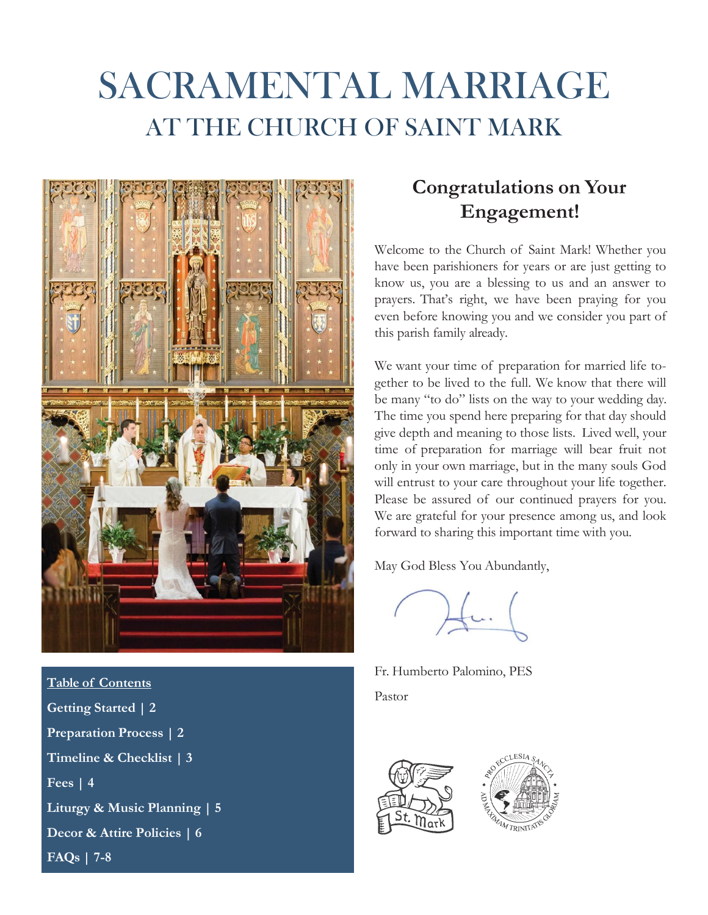# SACRAMENTAL MARRIAGE
## AT THE CHURCH OF SAINT MARK

**Table of Contents**

**Getting Started | 2**

**Preparation Process | 2**

**Timeline & Checklist | 3**

**Fees | 4**

**Liturgy & Music Planning | 5**

**Decor & Attire Policies | 6**

**FAQs | 7-8**

## Congratulations on Your Engagement!

Welcome to the Church of Saint Mark! Whether you have been parishioners for years or are just getting to know us, you are a blessing to us and an answer to prayers. That's right, we have been praying for you even before knowing you and we consider you part of this parish family already.

We want your time of preparation for married life together to be lived to the full. We know that there will be many "to do" lists on the way to your wedding day. The time you spend here preparing for that day should give depth and meaning to those lists. Lived well, your time of preparation for marriage will bear fruit not only in your own marriage, but in the many souls God will entrust to your care throughout your life together. Please be assured of our continued prayers for you. We are grateful for your presence among us, and look forward to sharing this important time with you.

May God Bless You Abundantly,

Fr. Humberto Palomino, PES

Pastor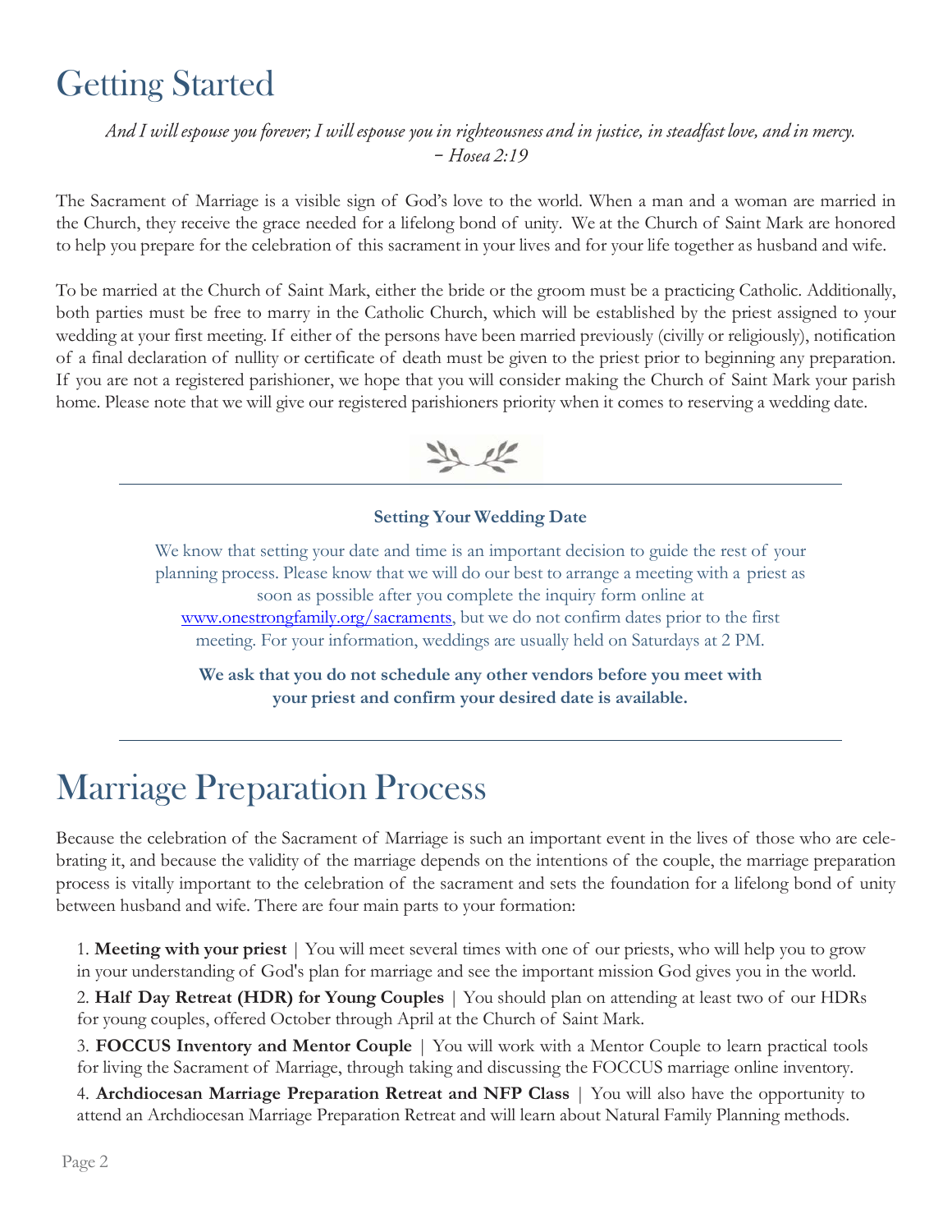# Getting Started

*And I will espouse you forever; I will espouse you in righteousness and in justice, in steadfast love, and in mercy.*
*– Hosea 2:19*

The Sacrament of Marriage is a visible sign of God's love to the world. When a man and a woman are married in the Church, they receive the grace needed for a lifelong bond of unity. We at the Church of Saint Mark are honored to help you prepare for the celebration of this sacrament in your lives and for your life together as husband and wife.

To be married at the Church of Saint Mark, either the bride or the groom must be a practicing Catholic. Additionally, both parties must be free to marry in the Catholic Church, which will be established by the priest assigned to your wedding at your first meeting. If either of the persons have been married previously (civilly or religiously), notification of a final declaration of nullity or certificate of death must be given to the priest prior to beginning any preparation. If you are not a registered parishioner, we hope that you will consider making the Church of Saint Mark your parish home. Please note that we will give our registered parishioners priority when it comes to reserving a wedding date.

---

**Setting Your Wedding Date**

We know that setting your date and time is an important decision to guide the rest of your planning process. Please know that we will do our best to arrange a meeting with a priest as soon as possible after you complete the inquiry form online at www.onestrongfamily.org/sacraments, but we do not confirm dates prior to the first meeting. For your information, weddings are usually held on Saturdays at 2 PM.

**We ask that you do not schedule any other vendors before you meet with your priest and confirm your desired date is available.**

---

# Marriage Preparation Process

Because the celebration of the Sacrament of Marriage is such an important event in the lives of those who are celebrating it, and because the validity of the marriage depends on the intentions of the couple, the marriage preparation process is vitally important to the celebration of the sacrament and sets the foundation for a lifelong bond of unity between husband and wife. There are four main parts to your formation:

1. **Meeting with your priest** | You will meet several times with one of our priests, who will help you to grow in your understanding of God's plan for marriage and see the important mission God gives you in the world.
2. **Half Day Retreat (HDR) for Young Couples** | You should plan on attending at least two of our HDRs for young couples, offered October through April at the Church of Saint Mark.
3. **FOCCUS Inventory and Mentor Couple** | You will work with a Mentor Couple to learn practical tools for living the Sacrament of Marriage, through taking and discussing the FOCCUS marriage online inventory.
4. **Archdiocesan Marriage Preparation Retreat and NFP Class** | You will also have the opportunity to attend an Archdiocesan Marriage Preparation Retreat and will learn about Natural Family Planning methods.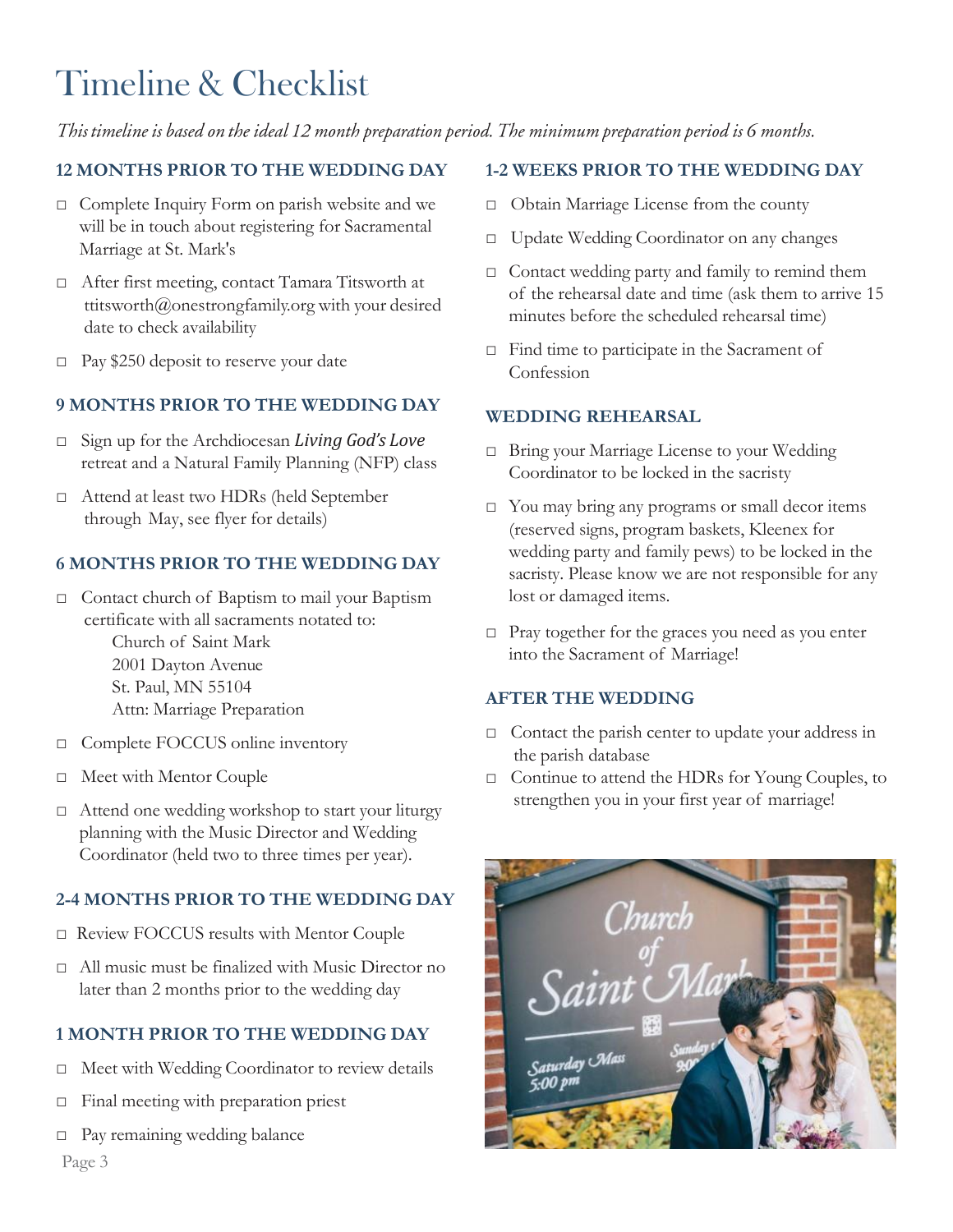# Timeline & Checklist

*This timeline is based on the ideal 12 month preparation period. The minimum preparation period is 6 months.*

### 12 MONTHS PRIOR TO THE WEDDING DAY

- ☐ Complete Inquiry Form on parish website and we will be in touch about registering for Sacramental Marriage at St. Mark's
- ☐ After first meeting, contact Tamara Titsworth at ttitsworth@onestrongfamily.org with your desired date to check availability
- ☐ Pay $250 deposit to reserve your date

### 9 MONTHS PRIOR TO THE WEDDING DAY

- ☐ Sign up for the Archdiocesan *Living God's Love* retreat and a Natural Family Planning (NFP) class
- ☐ Attend at least two HDRs (held September through May, see flyer for details)

### 6 MONTHS PRIOR TO THE WEDDING DAY

- ☐ Contact church of Baptism to mail your Baptism certificate with all sacraments notated to:
  Church of Saint Mark
  2001 Dayton Avenue
  St. Paul, MN 55104
  Attn: Marriage Preparation
- ☐ Complete FOCCUS online inventory
- ☐ Meet with Mentor Couple
- ☐ Attend one wedding workshop to start your liturgy planning with the Music Director and Wedding Coordinator (held two to three times per year).

### 2-4 MONTHS PRIOR TO THE WEDDING DAY

- ☐ Review FOCCUS results with Mentor Couple
- ☐ All music must be finalized with Music Director no later than 2 months prior to the wedding day

### 1 MONTH PRIOR TO THE WEDDING DAY

- ☐ Meet with Wedding Coordinator to review details
- ☐ Final meeting with preparation priest
- ☐ Pay remaining wedding balance

### 1-2 WEEKS PRIOR TO THE WEDDING DAY

- ☐ Obtain Marriage License from the county
- ☐ Update Wedding Coordinator on any changes
- ☐ Contact wedding party and family to remind them of the rehearsal date and time (ask them to arrive 15 minutes before the scheduled rehearsal time)
- ☐ Find time to participate in the Sacrament of Confession

### WEDDING REHEARSAL

- ☐ Bring your Marriage License to your Wedding Coordinator to be locked in the sacristy
- ☐ You may bring any programs or small decor items (reserved signs, program baskets, Kleenex for wedding party and family pews) to be locked in the sacristy. Please know we are not responsible for any lost or damaged items.
- ☐ Pray together for the graces you need as you enter into the Sacrament of Marriage!

### AFTER THE WEDDING

- ☐ Contact the parish center to update your address in the parish database
- ☐ Continue to attend the HDRs for Young Couples, to strengthen you in your first year of marriage!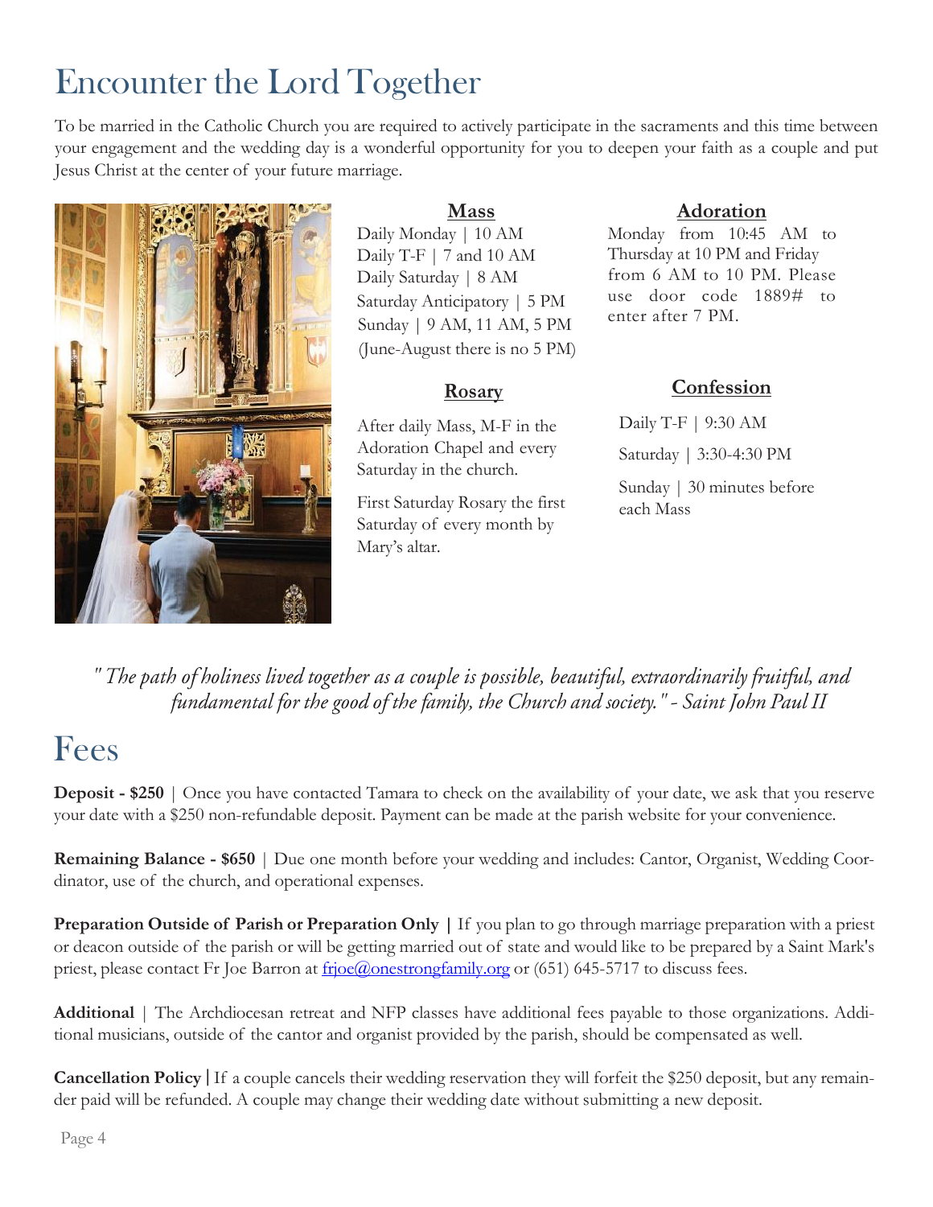# Encounter the Lord Together

To be married in the Catholic Church you are required to actively participate in the sacraments and this time between your engagement and the wedding day is a wonderful opportunity for you to deepen your faith as a couple and put Jesus Christ at the center of your future marriage.

### Mass

Daily Monday | 10 AM
Daily T-F | 7 and 10 AM
Daily Saturday | 8 AM
Saturday Anticipatory | 5 PM
Sunday | 9 AM, 11 AM, 5 PM
(June-August there is no 5 PM)

### Rosary

After daily Mass, M-F in the Adoration Chapel and every Saturday in the church.

First Saturday Rosary the first Saturday of every month by Mary's altar.

### Adoration

Monday from 10:45 AM to Thursday at 10 PM and Friday from 6 AM to 10 PM. Please use door code 1889# to enter after 7 PM.

### Confession

Daily T-F | 9:30 AM

Saturday | 3:30-4:30 PM

Sunday | 30 minutes before each Mass

*" The path of holiness lived together as a couple is possible, beautiful, extraordinarily fruitful, and fundamental for the good of the family, the Church and society." - Saint John Paul II*

# Fees

**Deposit - $250** | Once you have contacted Tamara to check on the availability of your date, we ask that you reserve your date with a $250 non-refundable deposit. Payment can be made at the parish website for your convenience.

**Remaining Balance - $650** | Due one month before your wedding and includes: Cantor, Organist, Wedding Coordinator, use of the church, and operational expenses.

**Preparation Outside of Parish or Preparation Only |** If you plan to go through marriage preparation with a priest or deacon outside of the parish or will be getting married out of state and would like to be prepared by a Saint Mark's priest, please contact Fr Joe Barron at frjoe@onestrongfamily.org or (651) 645-5717 to discuss fees.

**Additional** | The Archdiocesan retreat and NFP classes have additional fees payable to those organizations. Additional musicians, outside of the cantor and organist provided by the parish, should be compensated as well.

**Cancellation Policy |** If a couple cancels their wedding reservation they will forfeit the $250 deposit, but any remainder paid will be refunded. A couple may change their wedding date without submitting a new deposit.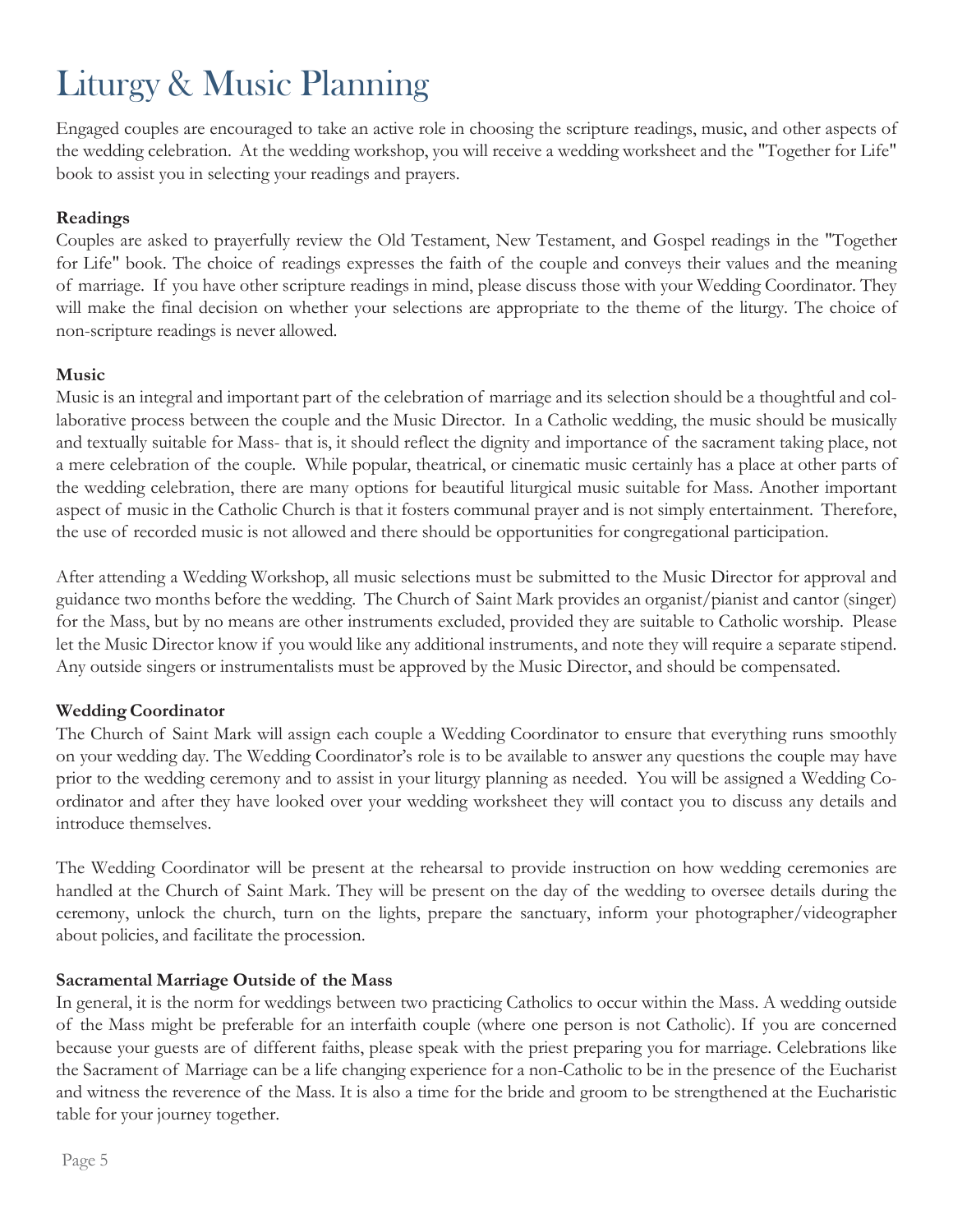# Liturgy & Music Planning

Engaged couples are encouraged to take an active role in choosing the scripture readings, music, and other aspects of the wedding celebration. At the wedding workshop, you will receive a wedding worksheet and the "Together for Life" book to assist you in selecting your readings and prayers.

**Readings**

Couples are asked to prayerfully review the Old Testament, New Testament, and Gospel readings in the "Together for Life" book. The choice of readings expresses the faith of the couple and conveys their values and the meaning of marriage. If you have other scripture readings in mind, please discuss those with your Wedding Coordinator. They will make the final decision on whether your selections are appropriate to the theme of the liturgy. The choice of non-scripture readings is never allowed.

**Music**

Music is an integral and important part of the celebration of marriage and its selection should be a thoughtful and collaborative process between the couple and the Music Director. In a Catholic wedding, the music should be musically and textually suitable for Mass- that is, it should reflect the dignity and importance of the sacrament taking place, not a mere celebration of the couple. While popular, theatrical, or cinematic music certainly has a place at other parts of the wedding celebration, there are many options for beautiful liturgical music suitable for Mass. Another important aspect of music in the Catholic Church is that it fosters communal prayer and is not simply entertainment. Therefore, the use of recorded music is not allowed and there should be opportunities for congregational participation.

After attending a Wedding Workshop, all music selections must be submitted to the Music Director for approval and guidance two months before the wedding. The Church of Saint Mark provides an organist/pianist and cantor (singer) for the Mass, but by no means are other instruments excluded, provided they are suitable to Catholic worship. Please let the Music Director know if you would like any additional instruments, and note they will require a separate stipend. Any outside singers or instrumentalists must be approved by the Music Director, and should be compensated.

**Wedding Coordinator**

The Church of Saint Mark will assign each couple a Wedding Coordinator to ensure that everything runs smoothly on your wedding day. The Wedding Coordinator's role is to be available to answer any questions the couple may have prior to the wedding ceremony and to assist in your liturgy planning as needed. You will be assigned a Wedding Coordinator and after they have looked over your wedding worksheet they will contact you to discuss any details and introduce themselves.

The Wedding Coordinator will be present at the rehearsal to provide instruction on how wedding ceremonies are handled at the Church of Saint Mark. They will be present on the day of the wedding to oversee details during the ceremony, unlock the church, turn on the lights, prepare the sanctuary, inform your photographer/videographer about policies, and facilitate the procession.

**Sacramental Marriage Outside of the Mass**

In general, it is the norm for weddings between two practicing Catholics to occur within the Mass. A wedding outside of the Mass might be preferable for an interfaith couple (where one person is not Catholic). If you are concerned because your guests are of different faiths, please speak with the priest preparing you for marriage. Celebrations like the Sacrament of Marriage can be a life changing experience for a non-Catholic to be in the presence of the Eucharist and witness the reverence of the Mass. It is also a time for the bride and groom to be strengthened at the Eucharistic table for your journey together.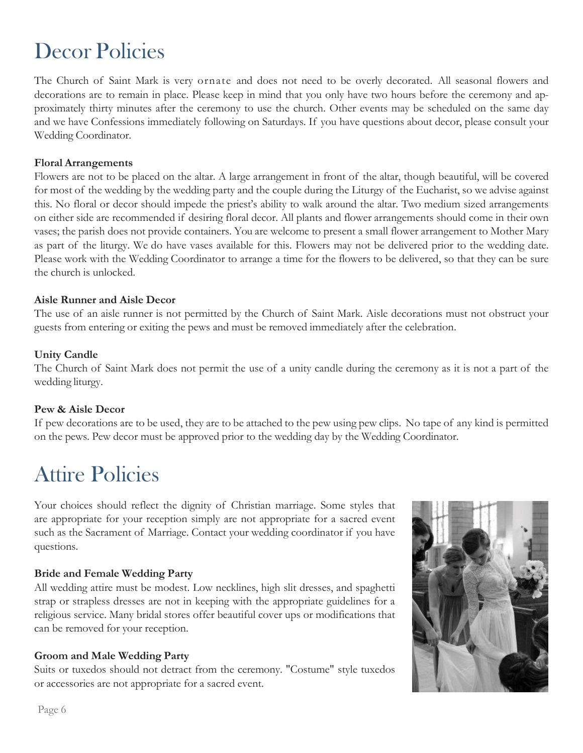# Decor Policies

The Church of Saint Mark is very ornate and does not need to be overly decorated. All seasonal flowers and decorations are to remain in place. Please keep in mind that you only have two hours before the ceremony and approximately thirty minutes after the ceremony to use the church. Other events may be scheduled on the same day and we have Confessions immediately following on Saturdays. If you have questions about decor, please consult your Wedding Coordinator.

**Floral Arrangements**

Flowers are not to be placed on the altar. A large arrangement in front of the altar, though beautiful, will be covered for most of the wedding by the wedding party and the couple during the Liturgy of the Eucharist, so we advise against this. No floral or decor should impede the priest's ability to walk around the altar. Two medium sized arrangements on either side are recommended if desiring floral decor. All plants and flower arrangements should come in their own vases; the parish does not provide containers. You are welcome to present a small flower arrangement to Mother Mary as part of the liturgy. We do have vases available for this. Flowers may not be delivered prior to the wedding date. Please work with the Wedding Coordinator to arrange a time for the flowers to be delivered, so that they can be sure the church is unlocked.

**Aisle Runner and Aisle Decor**

The use of an aisle runner is not permitted by the Church of Saint Mark. Aisle decorations must not obstruct your guests from entering or exiting the pews and must be removed immediately after the celebration.

**Unity Candle**

The Church of Saint Mark does not permit the use of a unity candle during the ceremony as it is not a part of the wedding liturgy.

**Pew & Aisle Decor**

If pew decorations are to be used, they are to be attached to the pew using pew clips. No tape of any kind is permitted on the pews. Pew decor must be approved prior to the wedding day by the Wedding Coordinator.

# Attire Policies

Your choices should reflect the dignity of Christian marriage. Some styles that are appropriate for your reception simply are not appropriate for a sacred event such as the Sacrament of Marriage. Contact your wedding coordinator if you have questions.

**Bride and Female Wedding Party**

All wedding attire must be modest. Low necklines, high slit dresses, and spaghetti strap or strapless dresses are not in keeping with the appropriate guidelines for a religious service. Many bridal stores offer beautiful cover ups or modifications that can be removed for your reception.

**Groom and Male Wedding Party**

Suits or tuxedos should not detract from the ceremony. "Costume" style tuxedos or accessories are not appropriate for a sacred event.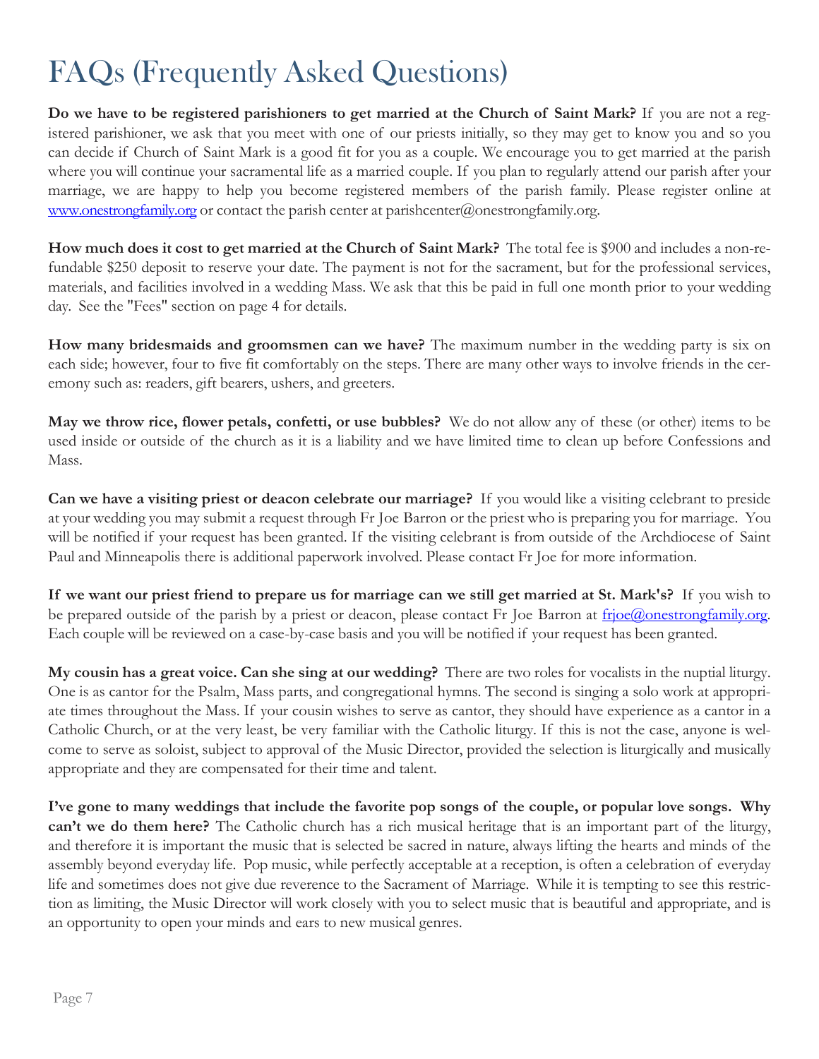# FAQs (Frequently Asked Questions)

**Do we have to be registered parishioners to get married at the Church of Saint Mark?** If you are not a registered parishioner, we ask that you meet with one of our priests initially, so they may get to know you and so you can decide if Church of Saint Mark is a good fit for you as a couple. We encourage you to get married at the parish where you will continue your sacramental life as a married couple. If you plan to regularly attend our parish after your marriage, we are happy to help you become registered members of the parish family. Please register online at www.onestrongfamily.org or contact the parish center at parishcenter@onestrongfamily.org.

**How much does it cost to get married at the Church of Saint Mark?** The total fee is $900 and includes a non-refundable $250 deposit to reserve your date. The payment is not for the sacrament, but for the professional services, materials, and facilities involved in a wedding Mass. We ask that this be paid in full one month prior to your wedding day. See the "Fees" section on page 4 for details.

**How many bridesmaids and groomsmen can we have?** The maximum number in the wedding party is six on each side; however, four to five fit comfortably on the steps. There are many other ways to involve friends in the ceremony such as: readers, gift bearers, ushers, and greeters.

**May we throw rice, flower petals, confetti, or use bubbles?** We do not allow any of these (or other) items to be used inside or outside of the church as it is a liability and we have limited time to clean up before Confessions and Mass.

**Can we have a visiting priest or deacon celebrate our marriage?** If you would like a visiting celebrant to preside at your wedding you may submit a request through Fr Joe Barron or the priest who is preparing you for marriage. You will be notified if your request has been granted. If the visiting celebrant is from outside of the Archdiocese of Saint Paul and Minneapolis there is additional paperwork involved. Please contact Fr Joe for more information.

**If we want our priest friend to prepare us for marriage can we still get married at St. Mark's?** If you wish to be prepared outside of the parish by a priest or deacon, please contact Fr Joe Barron at frjoe@onestrongfamily.org. Each couple will be reviewed on a case-by-case basis and you will be notified if your request has been granted.

**My cousin has a great voice. Can she sing at our wedding?** There are two roles for vocalists in the nuptial liturgy. One is as cantor for the Psalm, Mass parts, and congregational hymns. The second is singing a solo work at appropriate times throughout the Mass. If your cousin wishes to serve as cantor, they should have experience as a cantor in a Catholic Church, or at the very least, be very familiar with the Catholic liturgy. If this is not the case, anyone is welcome to serve as soloist, subject to approval of the Music Director, provided the selection is liturgically and musically appropriate and they are compensated for their time and talent.

**I've gone to many weddings that include the favorite pop songs of the couple, or popular love songs. Why can't we do them here?** The Catholic church has a rich musical heritage that is an important part of the liturgy, and therefore it is important the music that is selected be sacred in nature, always lifting the hearts and minds of the assembly beyond everyday life. Pop music, while perfectly acceptable at a reception, is often a celebration of everyday life and sometimes does not give due reverence to the Sacrament of Marriage. While it is tempting to see this restriction as limiting, the Music Director will work closely with you to select music that is beautiful and appropriate, and is an opportunity to open your minds and ears to new musical genres.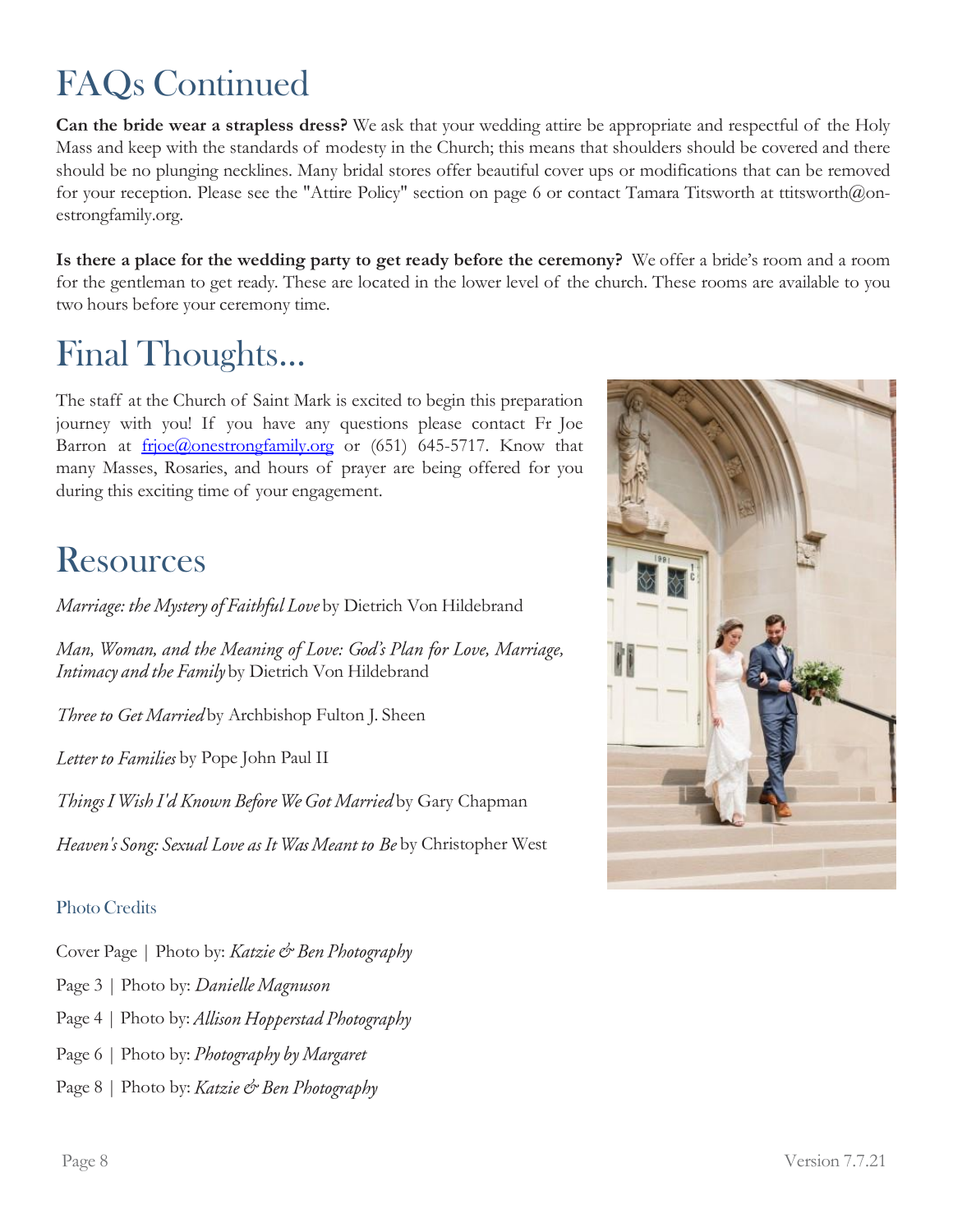# FAQs Continued

**Can the bride wear a strapless dress?** We ask that your wedding attire be appropriate and respectful of the Holy Mass and keep with the standards of modesty in the Church; this means that shoulders should be covered and there should be no plunging necklines. Many bridal stores offer beautiful cover ups or modifications that can be removed for your reception. Please see the "Attire Policy" section on page 6 or contact Tamara Titsworth at ttitsworth@onestrongfamily.org.

**Is there a place for the wedding party to get ready before the ceremony?** We offer a bride's room and a room for the gentleman to get ready. These are located in the lower level of the church. These rooms are available to you two hours before your ceremony time.

# Final Thoughts...

The staff at the Church of Saint Mark is excited to begin this preparation journey with you! If you have any questions please contact Fr Joe Barron at frjoe@onestrongfamily.org or (651) 645-5717. Know that many Masses, Rosaries, and hours of prayer are being offered for you during this exciting time of your engagement.

# Resources

*Marriage: the Mystery of Faithful Love* by Dietrich Von Hildebrand

*Man, Woman, and the Meaning of Love: God's Plan for Love, Marriage, Intimacy and the Family* by Dietrich Von Hildebrand

*Three to Get Married* by Archbishop Fulton J. Sheen

*Letter to Families* by Pope John Paul II

*Things I Wish I'd Known Before We Got Married* by Gary Chapman

*Heaven's Song: Sexual Love as It Was Meant to Be* by Christopher West

### Photo Credits

Cover Page | Photo by: *Katzie & Ben Photography*

Page 3 | Photo by: *Danielle Magnuson*

Page 4 | Photo by: *Allison Hopperstad Photography*

Page 6 | Photo by: *Photography by Margaret*

Page 8 | Photo by: *Katzie & Ben Photography*

Version 7.7.21